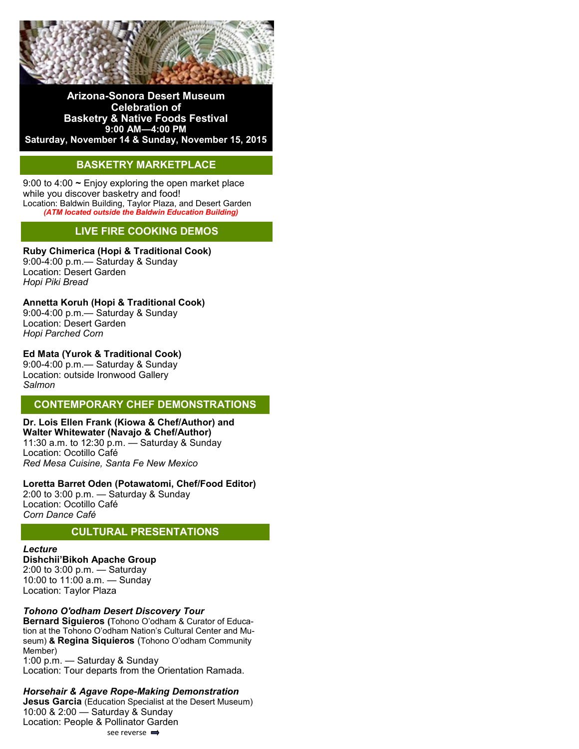# Arizona-Sonora Desert Museum Celebration of Basketry & Native Foods Festival

**9:00 AM—4:00 PM**

**Saturday, November 14 & Sunday, November 15, 2015**

## BASKETRY MARKETPLACE

9:00 to 4:00 ~ Enjoy exploring the open market place while you discover basketry and food!

Location: Baldwin Building, Taylor Plaza, and Desert Garden

***(ATM located outside the Baldwin Education Building)***

## LIVE FIRE COOKING DEMOS

**Ruby Chimerica (Hopi & Traditional Cook)**
9:00-4:00 p.m.— Saturday & Sunday
Location: Desert Garden
*Hopi Piki Bread*

**Annetta Koruh (Hopi & Traditional Cook)**
9:00-4:00 p.m.— Saturday & Sunday
Location: Desert Garden
*Hopi Parched Corn*

**Ed Mata (Yurok & Traditional Cook)**
9:00-4:00 p.m.— Saturday & Sunday
Location: outside Ironwood Gallery
*Salmon*

## CONTEMPORARY CHEF DEMONSTRATIONS

**Dr. Lois Ellen Frank (Kiowa & Chef/Author) and Walter Whitewater (Navajo & Chef/Author)**
11:30 a.m. to 12:30 p.m. — Saturday & Sunday
Location: Ocotillo Café
*Red Mesa Cuisine, Santa Fe New Mexico*

**Loretta Barret Oden (Potawatomi, Chef/Food Editor)**
2:00 to 3:00 p.m. — Saturday & Sunday
Location: Ocotillo Café
*Corn Dance Café*

## CULTURAL PRESENTATIONS

***Lecture***
**Dishchii'Bikoh Apache Group**
2:00 to 3:00 p.m. — Saturday
10:00 to 11:00 a.m. — Sunday
Location: Taylor Plaza

***Tohono O'odham Desert Discovery Tour***
**Bernard Siguieros** (Tohono O'odham & Curator of Education at the Tohono O'odham Nation's Cultural Center and Museum) **& Regina Siquieros** (Tohono O'odham Community Member)
1:00 p.m. — Saturday & Sunday
Location: Tour departs from the Orientation Ramada.

***Horsehair & Agave Rope-Making Demonstration***
**Jesus Garcia** (Education Specialist at the Desert Museum)
10:00 & 2:00 — Saturday & Sunday
Location: People & Pollinator Garden

see reverse ➡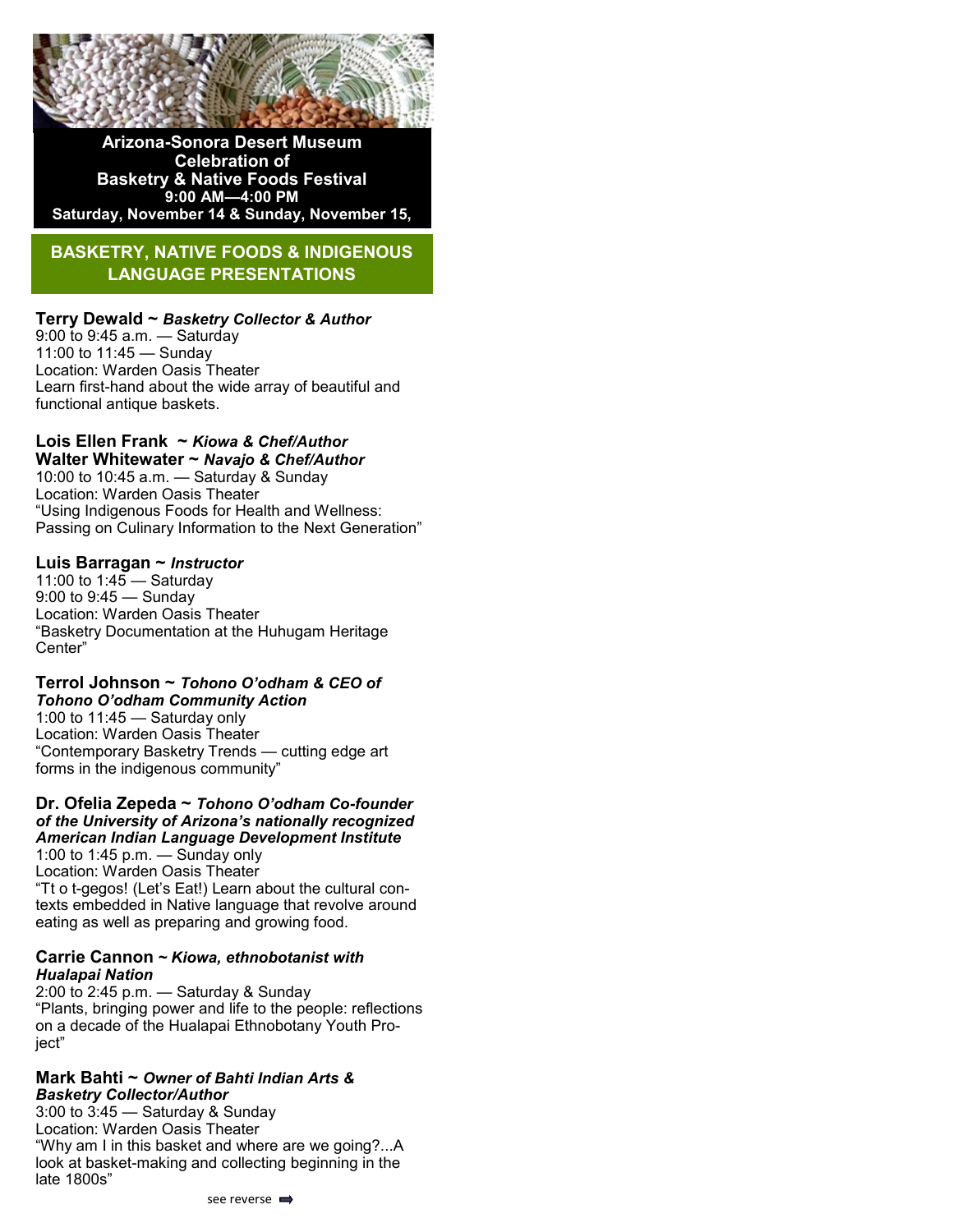**Arizona-Sonora Desert Museum**
**Celebration of**
**Basketry & Native Foods Festival**
**9:00 AM—4:00 PM**
**Saturday, November 14 & Sunday, November 15,**

## BASKETRY, NATIVE FOODS & INDIGENOUS LANGUAGE PRESENTATIONS

**Terry Dewald ~ *Basketry Collector & Author***
9:00 to 9:45 a.m. — Saturday
11:00 to 11:45 — Sunday
Location: Warden Oasis Theater
Learn first-hand about the wide array of beautiful and functional antique baskets.

**Lois Ellen Frank ~ *Kiowa & Chef/Author***
**Walter Whitewater ~ *Navajo & Chef/Author***
10:00 to 10:45 a.m. — Saturday & Sunday
Location: Warden Oasis Theater
"Using Indigenous Foods for Health and Wellness: Passing on Culinary Information to the Next Generation"

**Luis Barragan ~ *Instructor***
11:00 to 1:45 — Saturday
9:00 to 9:45 — Sunday
Location: Warden Oasis Theater
"Basketry Documentation at the Huhugam Heritage Center"

**Terrol Johnson ~ *Tohono O'odham & CEO of Tohono O'odham Community Action***
1:00 to 11:45 — Saturday only
Location: Warden Oasis Theater
"Contemporary Basketry Trends — cutting edge art forms in the indigenous community"

**Dr. Ofelia Zepeda ~ *Tohono O'odham Co-founder of the University of Arizona's nationally recognized American Indian Language Development Institute***
1:00 to 1:45 p.m. — Sunday only
Location: Warden Oasis Theater
"Tt o t-gegos! (Let's Eat!) Learn about the cultural contexts embedded in Native language that revolve around eating as well as preparing and growing food.

**Carrie Cannon ~ *Kiowa, ethnobotanist with Hualapai Nation***
2:00 to 2:45 p.m. — Saturday & Sunday
"Plants, bringing power and life to the people: reflections on a decade of the Hualapai Ethnobotany Youth Project"

**Mark Bahti ~ *Owner of Bahti Indian Arts & Basketry Collector/Author***
3:00 to 3:45 — Saturday & Sunday
Location: Warden Oasis Theater
"Why am I in this basket and where are we going?...A look at basket-making and collecting beginning in the late 1800s"

see reverse ➡